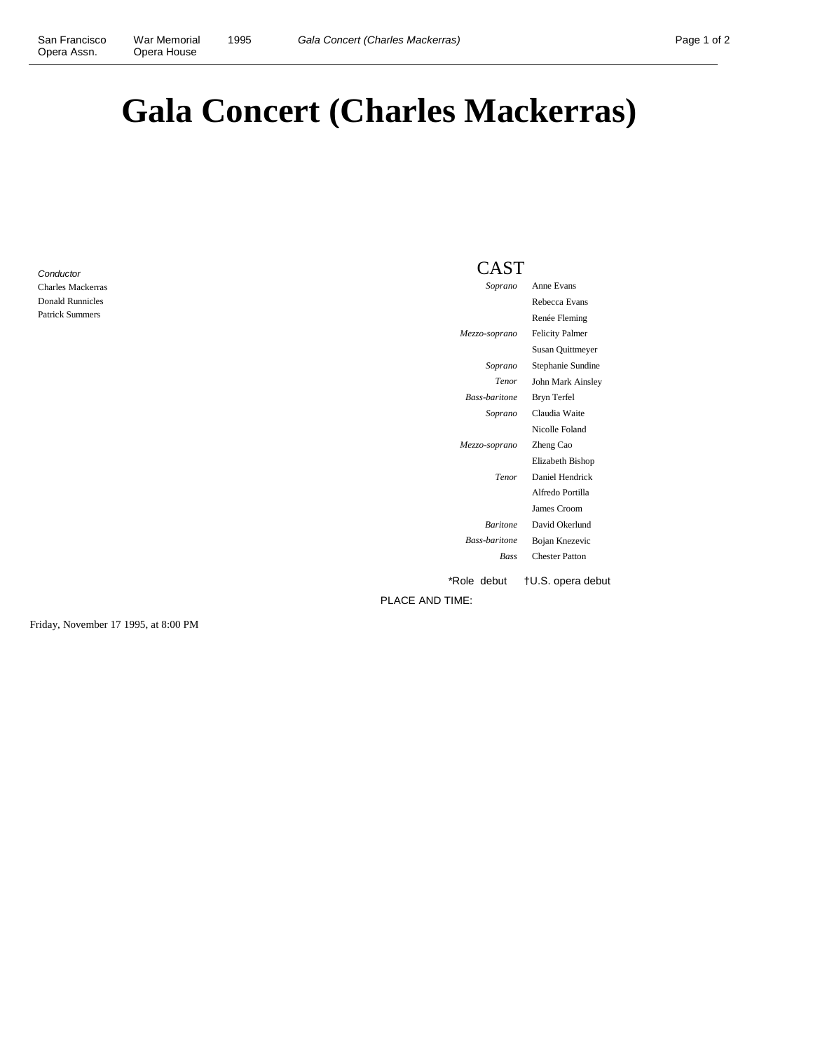# Gala Concert (Charles Mackerras)

*Conductor*
Charles Mackerras
Donald Runnicles
Patrick Summers

## CAST

| | |
|---|---|
| *Soprano* | Anne Evans |
| | Rebecca Evans |
| | Renée Fleming |
| *Mezzo-soprano* | Felicity Palmer |
| | Susan Quittmeyer |
| *Soprano* | Stephanie Sundine |
| *Tenor* | John Mark Ainsley |
| *Bass-baritone* | Bryn Terfel |
| *Soprano* | Claudia Waite |
| | Nicolle Foland |
| *Mezzo-soprano* | Zheng Cao |
| | Elizabeth Bishop |
| *Tenor* | Daniel Hendrick |
| | Alfredo Portilla |
| | James Croom |
| *Baritone* | David Okerlund |
| *Bass-baritone* | Bojan Knezevic |
| *Bass* | Chester Patton |

*Role debut †U.S. opera debut

PLACE AND TIME:

Friday, November 17 1995, at 8:00 PM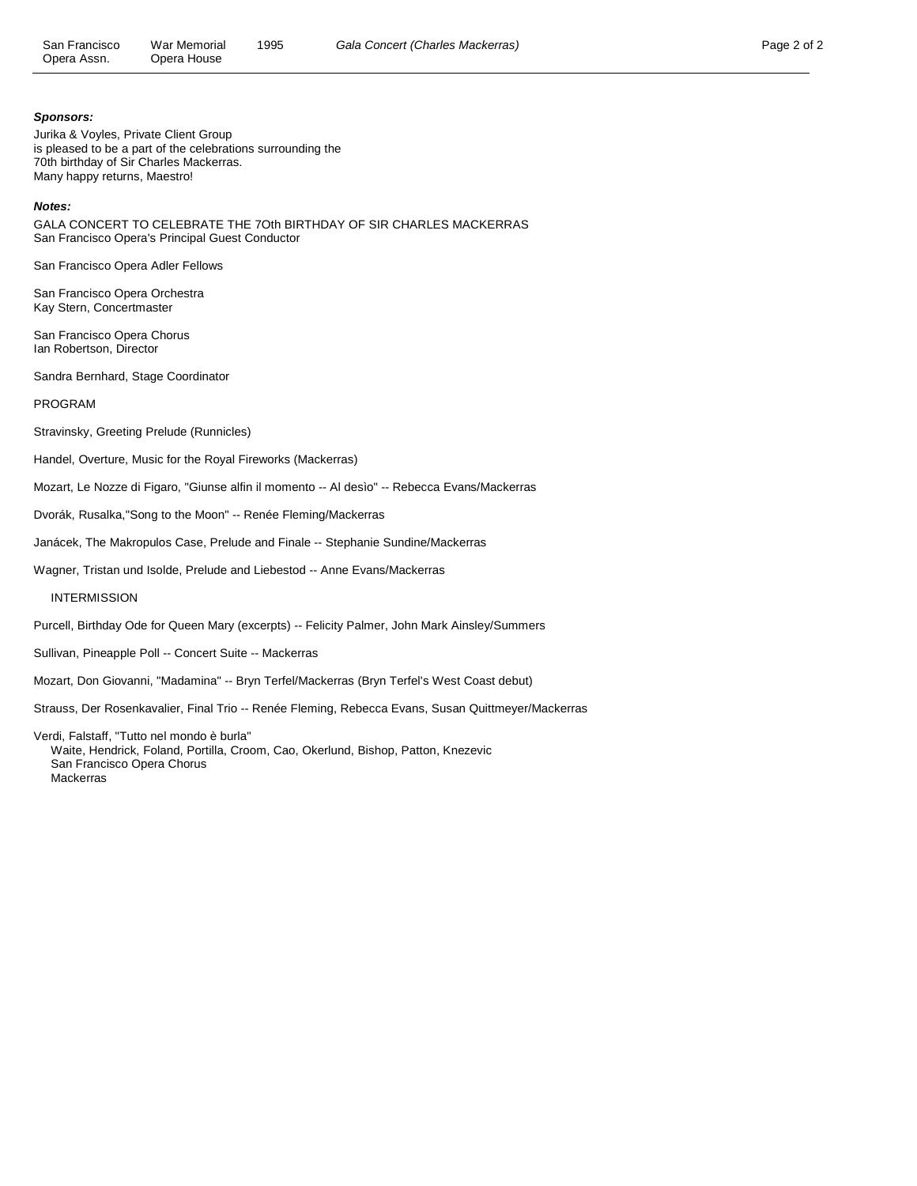***Sponsors:***

Jurika & Voyles, Private Client Group
is pleased to be a part of the celebrations surrounding the
70th birthday of Sir Charles Mackerras.
Many happy returns, Maestro!

***Notes:***

GALA CONCERT TO CELEBRATE THE 7Oth BIRTHDAY OF SIR CHARLES MACKERRAS
San Francisco Opera's Principal Guest Conductor

San Francisco Opera Adler Fellows

San Francisco Opera Orchestra
Kay Stern, Concertmaster

San Francisco Opera Chorus
Ian Robertson, Director

Sandra Bernhard, Stage Coordinator

PROGRAM

Stravinsky, Greeting Prelude (Runnicles)

Handel, Overture, Music for the Royal Fireworks (Mackerras)

Mozart, Le Nozze di Figaro, "Giunse alfin il momento -- Al desìo" -- Rebecca Evans/Mackerras

Dvorák, Rusalka,"Song to the Moon" -- Renée Fleming/Mackerras

Janácek, The Makropulos Case, Prelude and Finale -- Stephanie Sundine/Mackerras

Wagner, Tristan und Isolde, Prelude and Liebestod -- Anne Evans/Mackerras

INTERMISSION

Purcell, Birthday Ode for Queen Mary (excerpts) -- Felicity Palmer, John Mark Ainsley/Summers

Sullivan, Pineapple Poll -- Concert Suite -- Mackerras

Mozart, Don Giovanni, "Madamina" -- Bryn Terfel/Mackerras (Bryn Terfel's West Coast debut)

Strauss, Der Rosenkavalier, Final Trio -- Renée Fleming, Rebecca Evans, Susan Quittmeyer/Mackerras

Verdi, Falstaff, "Tutto nel mondo è burla"
Waite, Hendrick, Foland, Portilla, Croom, Cao, Okerlund, Bishop, Patton, Knezevic
San Francisco Opera Chorus
Mackerras